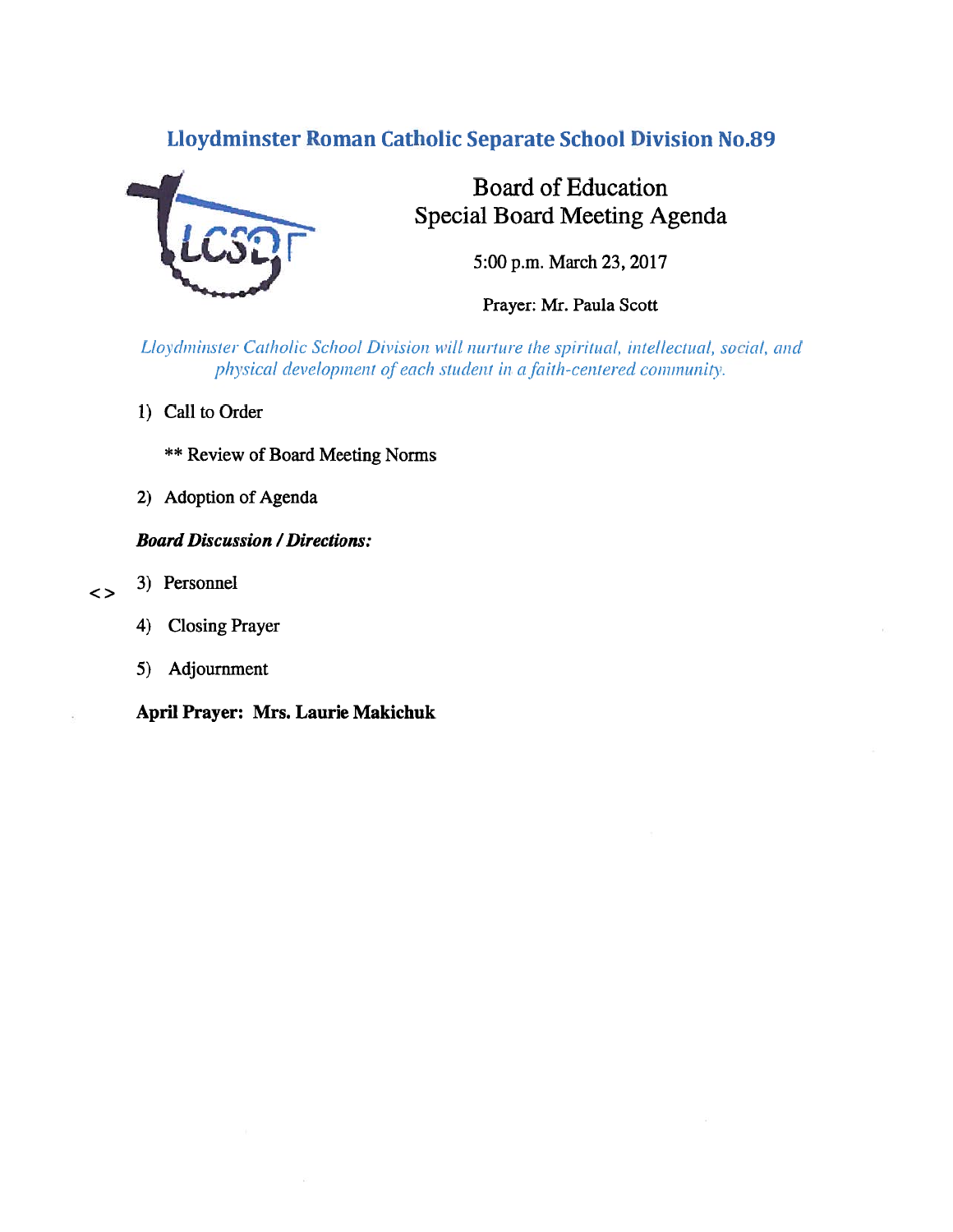# Lloydminster Roman Catholic Separate School Division No.89

## Board of Education
## Special Board Meeting Agenda

5:00 p.m. March 23, 2017

Prayer: Mr. Paula Scott

*Lloydminster Catholic School Division will nurture the spiritual, intellectual, social, and physical development of each student in a faith-centered community.*

1) Call to Order

   ** Review of Board Meeting Norms

2) Adoption of Agenda

***Board Discussion / Directions:***

<> 3) Personnel

4) Closing Prayer

5) Adjournment

**April Prayer: Mrs. Laurie Makichuk**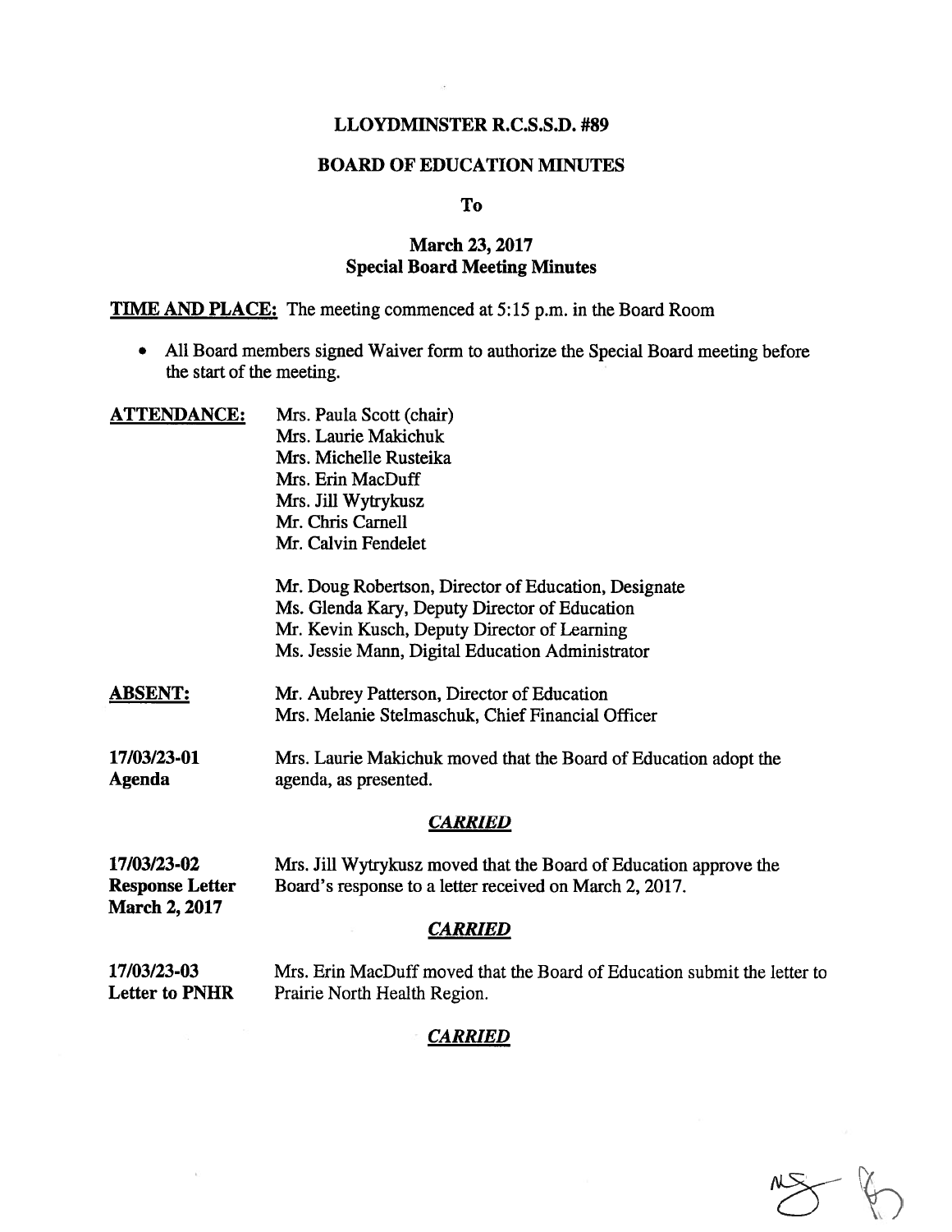# LLOYDMINSTER R.C.S.S.D. #89

## BOARD OF EDUCATION MINUTES

**To**

**March 23, 2017**
**Special Board Meeting Minutes**

**TIME AND PLACE:** The meeting commenced at 5:15 p.m. in the Board Room

- All Board members signed Waiver form to authorize the Special Board meeting before the start of the meeting.

**ATTENDANCE:**

Mrs. Paula Scott (chair)
Mrs. Laurie Makichuk
Mrs. Michelle Rusteika
Mrs. Erin MacDuff
Mrs. Jill Wytrykusz
Mr. Chris Carnell
Mr. Calvin Fendelet

Mr. Doug Robertson, Director of Education, Designate
Ms. Glenda Kary, Deputy Director of Education
Mr. Kevin Kusch, Deputy Director of Learning
Ms. Jessie Mann, Digital Education Administrator

**ABSENT:**

Mr. Aubrey Patterson, Director of Education
Mrs. Melanie Stelmaschuk, Chief Financial Officer

**17/03/23-01**
**Agenda**

Mrs. Laurie Makichuk moved that the Board of Education adopt the agenda, as presented.

***CARRIED***

**17/03/23-02**
**Response Letter**
**March 2, 2017**

Mrs. Jill Wytrykusz moved that the Board of Education approve the Board's response to a letter received on March 2, 2017.

***CARRIED***

**17/03/23-03**
**Letter to PNHR**

Mrs. Erin MacDuff moved that the Board of Education submit the letter to Prairie North Health Region.

***CARRIED***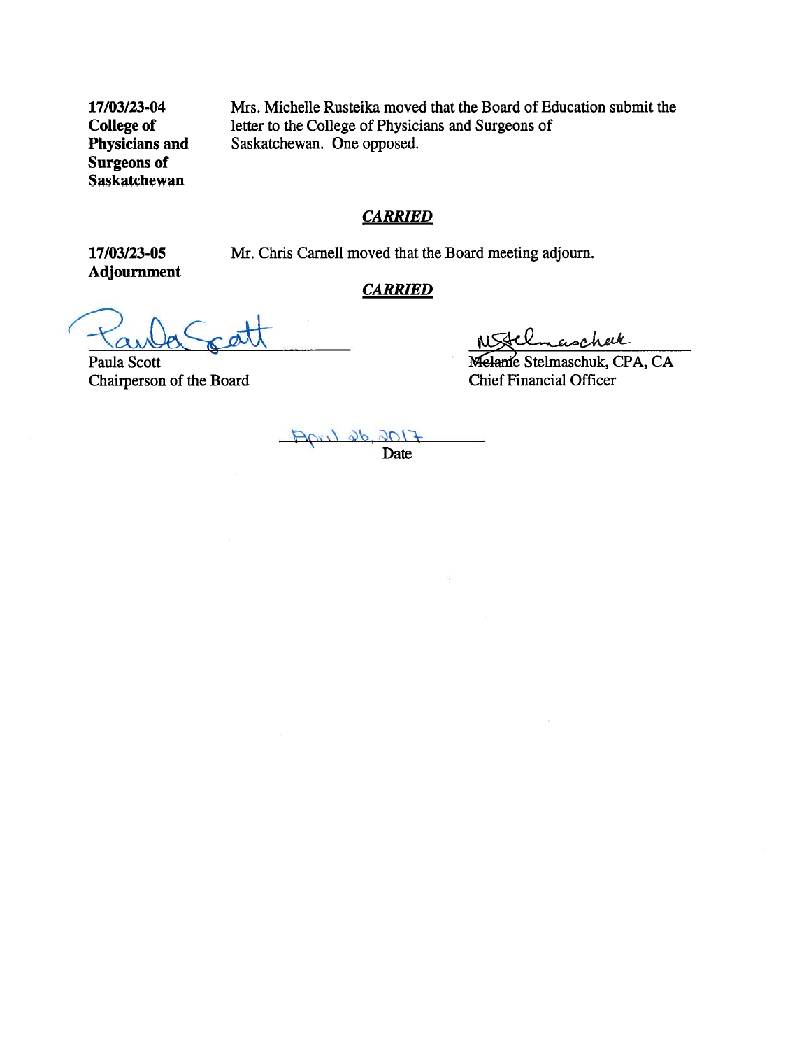**17/03/23-04**
**College of Physicians and Surgeons of Saskatchewan**

Mrs. Michelle Rusteika moved that the Board of Education submit the letter to the College of Physicians and Surgeons of Saskatchewan. One opposed.

***CARRIED***

**17/03/23-05**
**Adjournment**

Mr. Chris Carnell moved that the Board meeting adjourn.

***CARRIED***

Paula Scott
Chairperson of the Board

Melanie Stelmaschuk, CPA, CA
Chief Financial Officer

April 26, 2017
Date